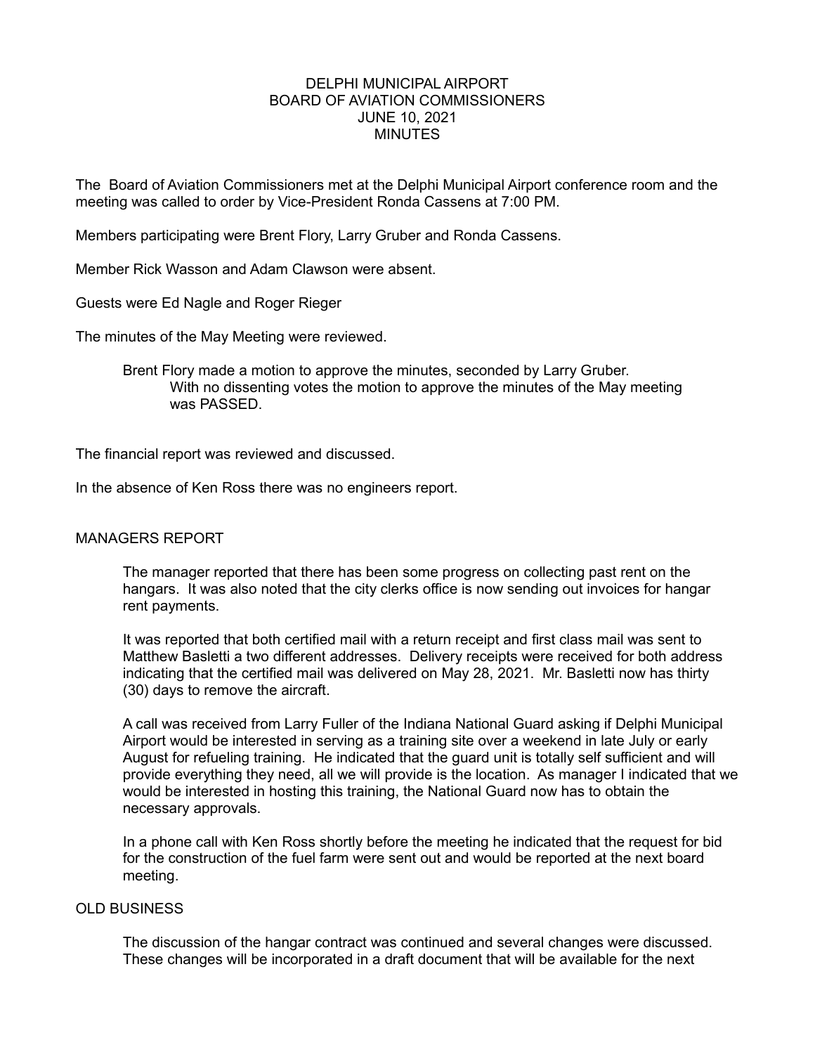# DELPHI MUNICIPAL AIRPORT
## BOARD OF AVIATION COMMISSIONERS
## JUNE 10, 2021
## MINUTES

The Board of Aviation Commissioners met at the Delphi Municipal Airport conference room and the meeting was called to order by Vice-President Ronda Cassens at 7:00 PM.

Members participating were Brent Flory, Larry Gruber and Ronda Cassens.

Member Rick Wasson and Adam Clawson were absent.

Guests were Ed Nagle and Roger Rieger

The minutes of the May Meeting were reviewed.

> Brent Flory made a motion to approve the minutes, seconded by Larry Gruber.
>
> With no dissenting votes the motion to approve the minutes of the May meeting was PASSED.

The financial report was reviewed and discussed.

In the absence of Ken Ross there was no engineers report.

## MANAGERS REPORT

The manager reported that there has been some progress on collecting past rent on the hangars. It was also noted that the city clerks office is now sending out invoices for hangar rent payments.

It was reported that both certified mail with a return receipt and first class mail was sent to Matthew Basletti a two different addresses. Delivery receipts were received for both address indicating that the certified mail was delivered on May 28, 2021. Mr. Basletti now has thirty (30) days to remove the aircraft.

A call was received from Larry Fuller of the Indiana National Guard asking if Delphi Municipal Airport would be interested in serving as a training site over a weekend in late July or early August for refueling training. He indicated that the guard unit is totally self sufficient and will provide everything they need, all we will provide is the location. As manager I indicated that we would be interested in hosting this training, the National Guard now has to obtain the necessary approvals.

In a phone call with Ken Ross shortly before the meeting he indicated that the request for bid for the construction of the fuel farm were sent out and would be reported at the next board meeting.

## OLD BUSINESS

The discussion of the hangar contract was continued and several changes were discussed. These changes will be incorporated in a draft document that will be available for the next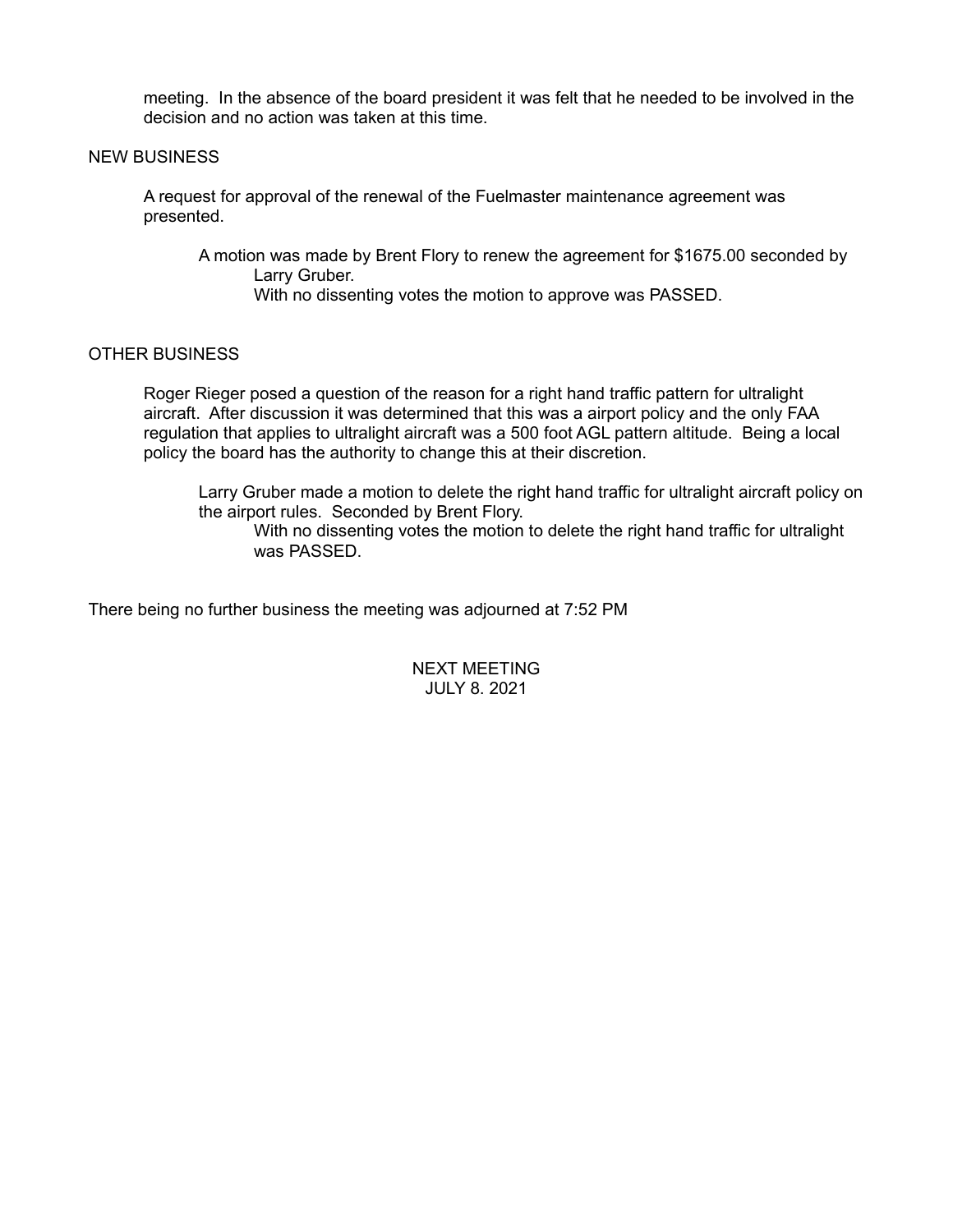meeting. In the absence of the board president it was felt that he needed to be involved in the decision and no action was taken at this time.

NEW BUSINESS

A request for approval of the renewal of the Fuelmaster maintenance agreement was presented.

A motion was made by Brent Flory to renew the agreement for $1675.00 seconded by Larry Gruber.

With no dissenting votes the motion to approve was PASSED.

OTHER BUSINESS

Roger Rieger posed a question of the reason for a right hand traffic pattern for ultralight aircraft. After discussion it was determined that this was a airport policy and the only FAA regulation that applies to ultralight aircraft was a 500 foot AGL pattern altitude. Being a local policy the board has the authority to change this at their discretion.

Larry Gruber made a motion to delete the right hand traffic for ultralight aircraft policy on the airport rules. Seconded by Brent Flory.

With no dissenting votes the motion to delete the right hand traffic for ultralight was PASSED.

There being no further business the meeting was adjourned at 7:52 PM

NEXT MEETING
JULY 8. 2021